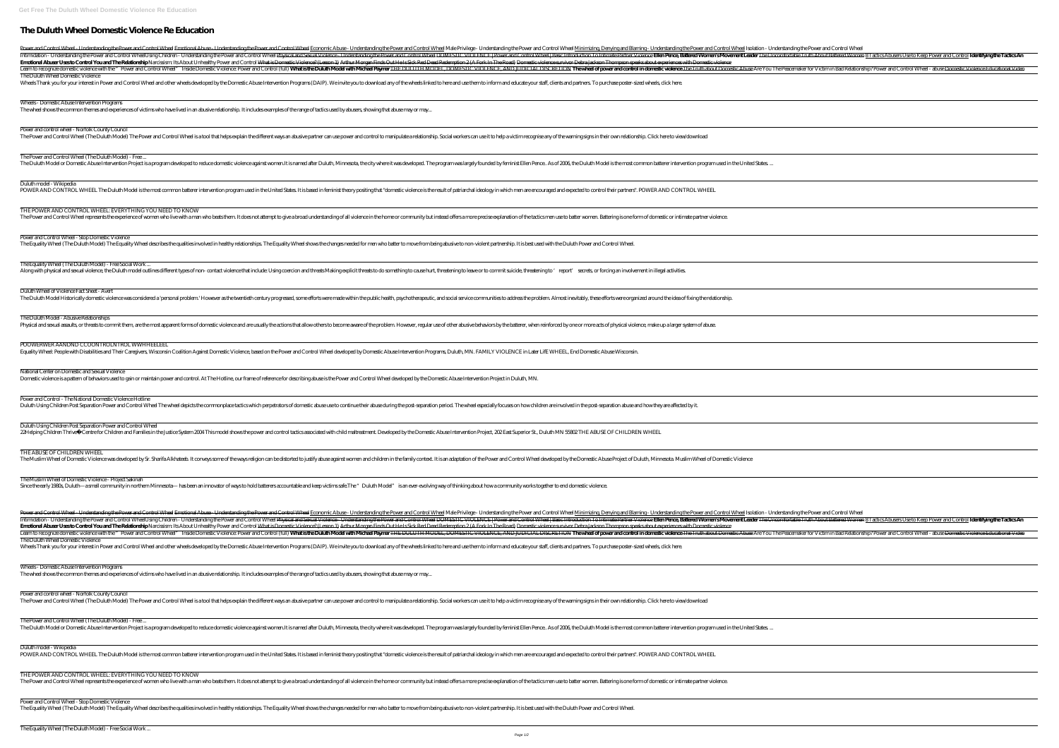# The Duluth Wheel Domestic Violence Re Education

Power and Control Wheel - Understanding the Power and Control Wheel Emotional Abuse - Understanding the Power and Control Wheel Economic Abuse - Understanding the Power and Control Wheel Male Privilege - Understanding the Power and Control Wheel Minimizing, Denying and Blaming - Understanding the Power and Control Wheel Isolation - Understanding the Power and Control Wheel Intimidation - Understanding the Power and Control Wheel Using Children - Understanding the Power and Control Wheel Physical and Sexual Violence - Understanding the Power and Control Wheel DOMESTIC VIOLENCE | Power and Control Wheel | Basic Introduction To Intimate Partner Violence **Ellen Pence, Battered Women's Movement Leader** The Uncomfortable Truth About Battered Women 8 Tactics Abusers Use to Keep Power and Control **Identifying the Tactics An Emotional Abuser Uses to Control You and The Relationship** Narcissism: Its About Unhealthy Power and Control What is Domestic Violence? (Lesson 1) Arthur Morgan Finds Out He Is Sick Red Dead Redemption 2 (A Fork In The Road) Domestic violence survivor Debra Jackson Thompson speaks about experiences with Domestic violence
Learn to recognize domestic violence with the "Power and Control Wheel" Inside Domestic Violence: Power and Control (full) **What is the Duluth Model with Michael Paymar** THE DULUTH MODEL, DOMESTIC VIOLENCE, AND JUDICIAL DISCRETION **The wheel of power and control in domestic violence** The Truth about Domestic Abuse Are You The Peacemaker for Victim in Bad Relationship? Power and Control Wheel - abuse Domestic Violence Educational Video
The Duluth Wheel Domestic Violence
Wheels Thank you for your interest in Power and Control Wheel and other wheels developed by the Domestic Abuse Intervention Programs (DAIP). We invite you to download any of the wheels linked to here and use them to inform and educate your staff, clients and partners. To purchase poster-sized wheels, click here.

Wheels - Domestic Abuse Intervention Programs
The wheel shows the common themes and experiences of victims who have lived in an abusive relationship. It includes examples of the range of tactics used by abusers, showing that abuse may or may...

Power and control wheel - Norfolk County Council
The Power and Control Wheel (The Duluth Model) The Power and Control Wheel is a tool that helps explain the different ways an abusive partner can use power and control to manipulate a relationship. Social workers can use it to help a victim recognise any of the warning signs in their own relationship. Click here to view/download

The Power and Control Wheel (The Duluth Model) - Free ...
The Duluth Model or Domestic Abuse Intervention Project is a program developed to reduce domestic violence against women. It is named after Duluth, Minnesota, the city where it was developed. The program was largely founded by feminist Ellen Pence . As of 2006, the Duluth Model is the most common batterer intervention program used in the United States. ...

Duluth model - Wikipedia
POWER AND CONTROL WHEEL The Duluth Model is the most common batterer intervention program used in the United States. It is based in feminist theory positing that "domestic violence is the result of patriarchal ideology in which men are encouraged and expected to control their partners". POWER AND CONTROL WHEEL

THE POWER AND CONTROL WHEEL: EVERYTHING YOU NEED TO KNOW
The Power and Control Wheel represents the experience of women who live with a man who beats them. It does not attempt to give a broad understanding of all violence in the home or community but instead offers a more precise explanation of the tactics men use to batter women. Battering is one form of domestic or intimate partner violence.

Power and Control Wheel - Stop Domestic Violence
The Equality Wheel (The Duluth Model) The Equality Wheel describes the qualities involved in healthy relationships. The Equality Wheel shows the changes needed for men who batter to move from being abusive to non-violent partnership. It is best used with the Duluth Power and Control Wheel.

The Equality Wheel (The Duluth Model) - Free Social Work ...
Along with physical and sexual violence, the Duluth model outlines different types of non- contact violence that include: Using coercion and threats Making explicit threats to do something to cause hurt, threatening to leave or to commit suicide, threatening to 'report' secrets, or forcing an involvement in illegal activities.

Duluth Wheel of Violence Fact Sheet - Avert
The Duluth Model Historically domestic violence was considered a 'personal problem.' However as the twentieth century progressed, some efforts were made within the public health, psychotherapeutic, and social service communities to address the problem. Almost inevitably, these efforts were organized around the idea of fixing the relationship.

The Duluth Model - Abusive Relationships
Physical and sexual assaults, or threats to commit them, are the most apparent forms of domestic violence and are usually the actions that allow others to become aware of the problem. However, regular use of other abusive behaviors by the batterer, when reinforced by one or more acts of physical violence, make up a larger system of abuse.

POOWERWER AANDND CCOONTROLNTROL WWHHEELEEL
Equality Wheel: People with Disabilities and Their Caregivers, Wisconsin Coalition Against Domestic Violence, based on the Power and Control Wheel developed by Domestic Abuse Intervention Programs, Duluth, MN. FAMILY VIOLENCE in Later LifE WHEEL, End Domestic Abuse Wisconsin.

National Center on Domestic and Sexual Violence
Domestic violence is a pattern of behaviors used to gain or maintain power and control. At The Hotline, our frame of reference for describing abuse is the Power and Control Wheel developed by the Domestic Abuse Intervention Project in Duluth, MN.

Power and Control - The National Domestic Violence Hotline
Duluth Using Children Post Separation Power and Control Wheel The wheel depicts the commonplace tactics which perpetrators of domestic abuse use to continue their abuse during the post-separation period. The wheel especially focuses on how children are involved in the post-separation abuse and how they are affected by it.

Duluth Using Children Post Separation Power and Control Wheel
22Helping Children Thrive�Centre for Children and Families in the Justice System 2004 This model shows the power and control tactics associated with child maltreatment. Developed by the Domestic Abuse Intervention Project, 202 East Superior St., Duluth MN 55802 THE ABUSE OF CHILDREN WHEEL

THE ABUSE OF CHILDREN WHEEL
The Muslim Wheel of Domestic Violence was developed by Sr. Sharifa Alkhateeb. It conveys some of the ways religion can be distorted to justify abuse against women and children in the family context. It is an adaptation of the Power and Control Wheel developed by the Domestic Abuse Project of Duluth, Minnesota. Muslim Wheel of Domestic Violence

The Muslim Wheel of Domestic Violence - Project Sakinah
Since the early 1980s, Duluth—a small community in northern Minnesota—has been an innovator of ways to hold batterers accountable and keep victims safe.The "Duluth Model" is an ever-evolving way of thinking about how a community works together to end domestic violence.

Power and Control Wheel - Understanding the Power and Control Wheel Emotional Abuse - Understanding the Power and Control Wheel Economic Abuse - Understanding the Power and Control Wheel Male Privilege - Understanding the Power and Control Wheel Minimizing, Denying and Blaming - Understanding the Power and Control Wheel Isolation - Understanding the Power and Control Wheel Intimidation - Understanding the Power and Control Wheel Using Children - Understanding the Power and Control Wheel Physical and Sexual Violence - Understanding the Power and Control Wheel DOMESTIC VIOLENCE | Power and Control Wheel | Basic Introduction To Intimate Partner Violence **Ellen Pence, Battered Women's Movement Leader** The Uncomfortable Truth About Battered Women 8 Tactics Abusers Use to Keep Power and Control **Identifying the Tactics An Emotional Abuser Uses to Control You and The Relationship** Narcissism: Its About Unhealthy Power and Control What is Domestic Violence? (Lesson 1) Arthur Morgan Finds Out He Is Sick Red Dead Redemption 2 (A Fork In The Road) Domestic violence survivor Debra Jackson Thompson speaks about experiences with Domestic violence
Learn to recognize domestic violence with the "Power and Control Wheel" Inside Domestic Violence: Power and Control (full) **What is the Duluth Model with Michael Paymar** THE DULUTH MODEL, DOMESTIC VIOLENCE, AND JUDICIAL DISCRETION **The wheel of power and control in domestic violence** The Truth about Domestic Abuse Are You The Peacemaker for Victim in Bad Relationship? Power and Control Wheel - abuse Domestic Violence Educational Video
The Duluth Wheel Domestic Violence
Wheels Thank you for your interest in Power and Control Wheel and other wheels developed by the Domestic Abuse Intervention Programs (DAIP). We invite you to download any of the wheels linked to here and use them to inform and educate your staff, clients and partners. To purchase poster-sized wheels, click here.

Wheels - Domestic Abuse Intervention Programs
The wheel shows the common themes and experiences of victims who have lived in an abusive relationship. It includes examples of the range of tactics used by abusers, showing that abuse may or may...

Power and control wheel - Norfolk County Council
The Power and Control Wheel (The Duluth Model) The Power and Control Wheel is a tool that helps explain the different ways an abusive partner can use power and control to manipulate a relationship. Social workers can use it to help a victim recognise any of the warning signs in their own relationship. Click here to view/download

The Power and Control Wheel (The Duluth Model) - Free ...
The Duluth Model or Domestic Abuse Intervention Project is a program developed to reduce domestic violence against women. It is named after Duluth, Minnesota, the city where it was developed. The program was largely founded by feminist Ellen Pence . As of 2006, the Duluth Model is the most common batterer intervention program used in the United States. ...

Duluth model - Wikipedia
POWER AND CONTROL WHEEL The Duluth Model is the most common batterer intervention program used in the United States. It is based in feminist theory positing that "domestic violence is the result of patriarchal ideology in which men are encouraged and expected to control their partners". POWER AND CONTROL WHEEL

THE POWER AND CONTROL WHEEL: EVERYTHING YOU NEED TO KNOW
The Power and Control Wheel represents the experience of women who live with a man who beats them. It does not attempt to give a broad understanding of all violence in the home or community but instead offers a more precise explanation of the tactics men use to batter women. Battering is one form of domestic or intimate partner violence.

Power and Control Wheel - Stop Domestic Violence
The Equality Wheel (The Duluth Model) The Equality Wheel describes the qualities involved in healthy relationships. The Equality Wheel shows the changes needed for men who batter to move from being abusive to non-violent partnership. It is best used with the Duluth Power and Control Wheel.

The Equality Wheel (The Duluth Model) - Free Social Work ...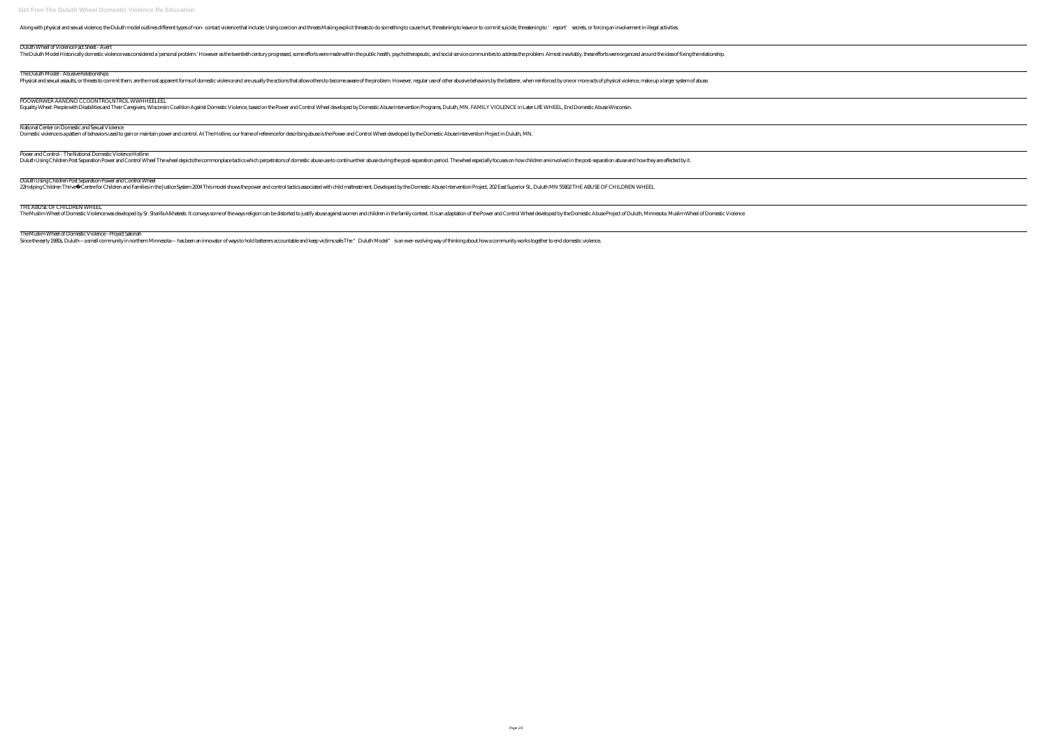Along with physical and sexual violence, the Duluth model outlines different types of non- contact violence that include: Using coercion and threats Making explicit threats to do something to cause hurt, threatening to leave or to commit suicide, threatening to ' report' secrets, or forcing an involvement in illegal activities.

Duluth Wheel of Violence Fact Sheet - Avert

The Duluth Model Historically domestic violence was considered a 'personal problem.' However as the twentieth century progressed, some efforts were made within the public health, psychotherapeutic, and social service communities to address the problem. Almost inevitably, these efforts were organized around the idea of fixing the relationship.

The Duluth Model - Abusive Relationships

Physical and sexual assaults, or threats to commit them, are the most apparent forms of domestic violence and are usually the actions that allow others to become aware of the problem. However, regular use of other abusive behaviors by the batterer, when reinforced by one or more acts of physical violence, make up a larger system of abuse.

POOWERWER AANDND CCOONTROLNTROL WWHHEELEEL

Equality Wheel: People with Disabilities and Their Caregivers, Wisconsin Coalition Against Domestic Violence, based on the Power and Control Wheel developed by Domestic Abuse Intervention Programs, Duluth, MN. FAMILY VIOLENCE in Later LifE WHEEL, End Domestic Abuse Wisconsin.

National Center on Domestic and Sexual Violence

Domestic violence is a pattern of behaviors used to gain or maintain power and control. At The Hotline, our frame of reference for describing abuse is the Power and Control Wheel developed by the Domestic Abuse Intervention Project in Duluth, MN.

Power and Control - The National Domestic Violence Hotline

Duluth Using Children Post Separation Power and Control Wheel The wheel depicts the commonplace tactics which perpetrators of domestic abuse use to continue their abuse during the post-separation period. The wheel especially focuses on how children are involved in the post-separation abuse and how they are affected by it.

Duluth Using Children Post Separation Power and Control Wheel

22Helping Children Thrive© Centre for Children and Families in the Justice System 2004 This model shows the power and control tactics associated with child maltreatment. Developed by the Domestic Abuse Intervention Project, 202 East Superior St., Duluth MN 55802 THE ABUSE OF CHILDREN WHEEL

THE ABUSE OF CHILDREN WHEEL

The Muslim Wheel of Domestic Violence was developed by Sr. Sharifa Alkhateeb. It conveys some of the ways religion can be distorted to justify abuse against women and children in the family context. It is an adaptation of the Power and Control Wheel developed by the Domestic Abuse Project of Duluth, Minnesota. Muslim Wheel of Domestic Violence

The Muslim Wheel of Domestic Violence - Project Sakinah

Since the early 1980s, Duluth—a small community in northern Minnesota—has been an innovator of ways to hold batterers accountable and keep victims safe.The "Duluth Model" is an ever-evolving way of thinking about how a community works together to end domestic violence.